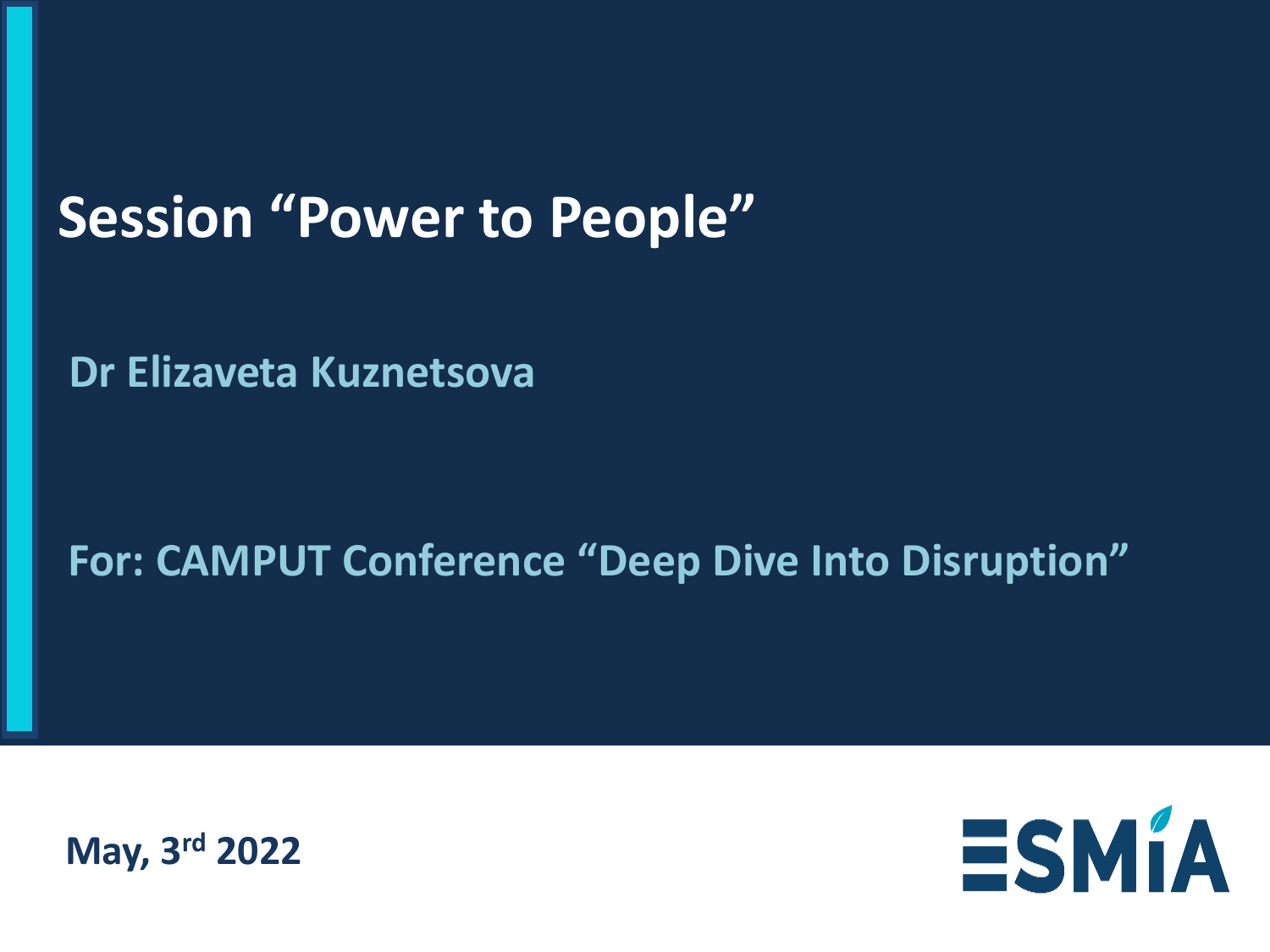# Session "Power to People"

**Dr Elizaveta Kuznetsova**

**For: CAMPUT Conference "Deep Dive Into Disruption"**

**May, 3rd 2022**

ESMIA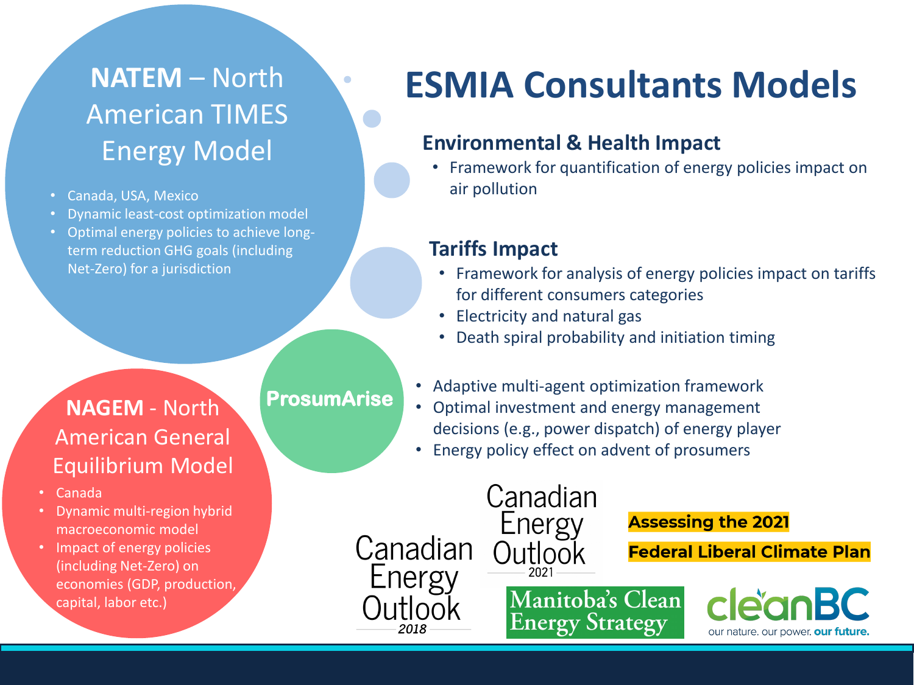# ESMIA Consultants Models

## NATEM – North American TIMES Energy Model

- Canada, USA, Mexico
- Dynamic least-cost optimization model
- Optimal energy policies to achieve long-term reduction GHG goals (including Net-Zero) for a jurisdiction

## NAGEM - North American General Equilibrium Model

- Canada
- Dynamic multi-region hybrid macroeconomic model
- Impact of energy policies (including Net-Zero) on economies (GDP, production, capital, labor etc.)

### Environmental & Health Impact

- Framework for quantification of energy policies impact on air pollution

### Tariffs Impact

- Framework for analysis of energy policies impact on tariffs for different consumers categories
- Electricity and natural gas
- Death spiral probability and initiation timing

### ProsumArise

- Adaptive multi-agent optimization framework
- Optimal investment and energy management decisions (e.g., power dispatch) of energy player
- Energy policy effect on advent of prosumers

Canadian Energy Outlook 2018

Canadian Energy Outlook 2021

Assessing the 2021 Federal Liberal Climate Plan

Manitoba's Clean Energy Strategy

cleanBC our nature. our power. our future.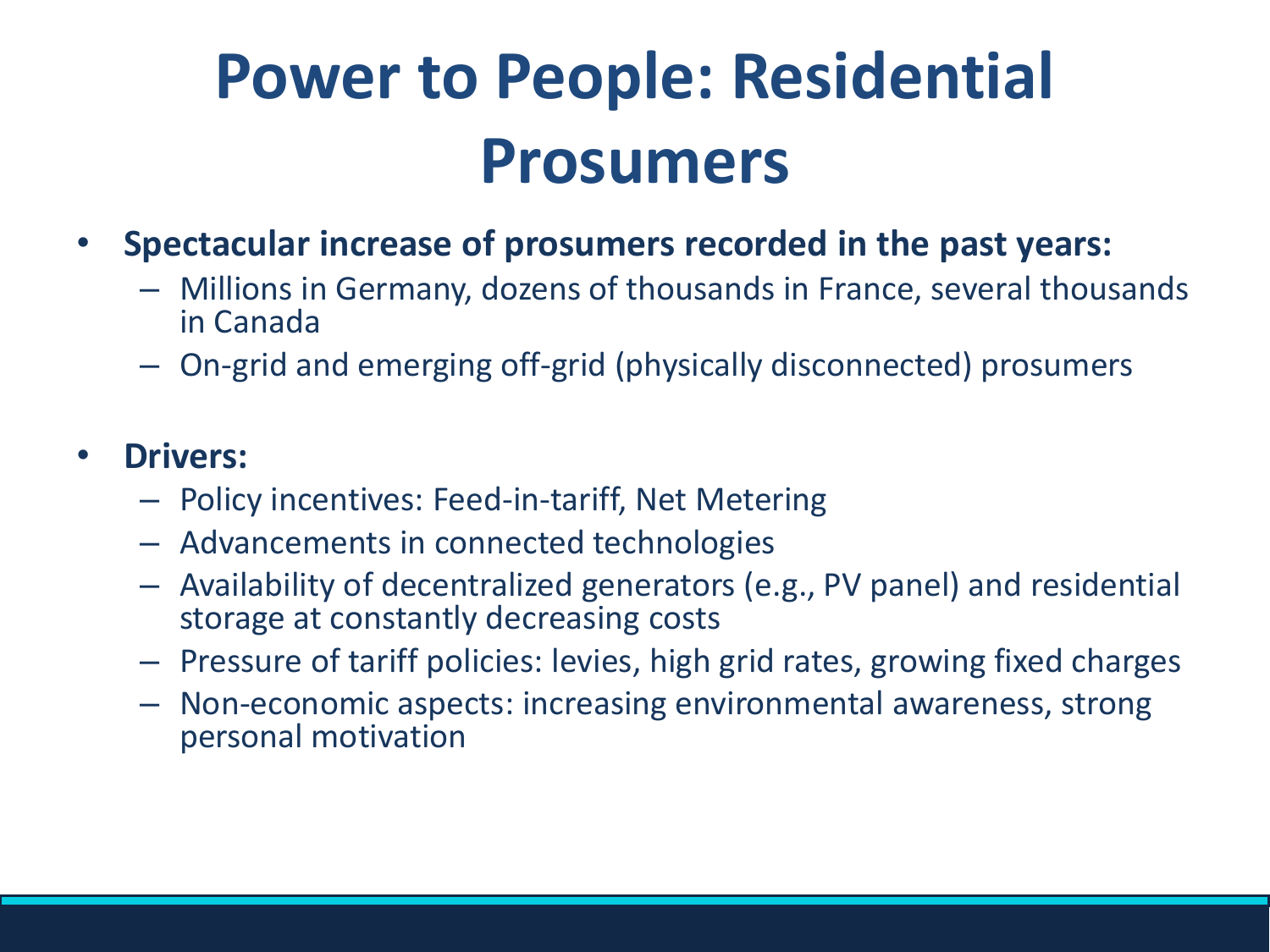# Power to People: Residential Prosumers

- **Spectacular increase of prosumers recorded in the past years:**
  - Millions in Germany, dozens of thousands in France, several thousands in Canada
  - On-grid and emerging off-grid (physically disconnected) prosumers

- **Drivers:**
  - Policy incentives: Feed-in-tariff, Net Metering
  - Advancements in connected technologies
  - Availability of decentralized generators (e.g., PV panel) and residential storage at constantly decreasing costs
  - Pressure of tariff policies: levies, high grid rates, growing fixed charges
  - Non-economic aspects: increasing environmental awareness, strong personal motivation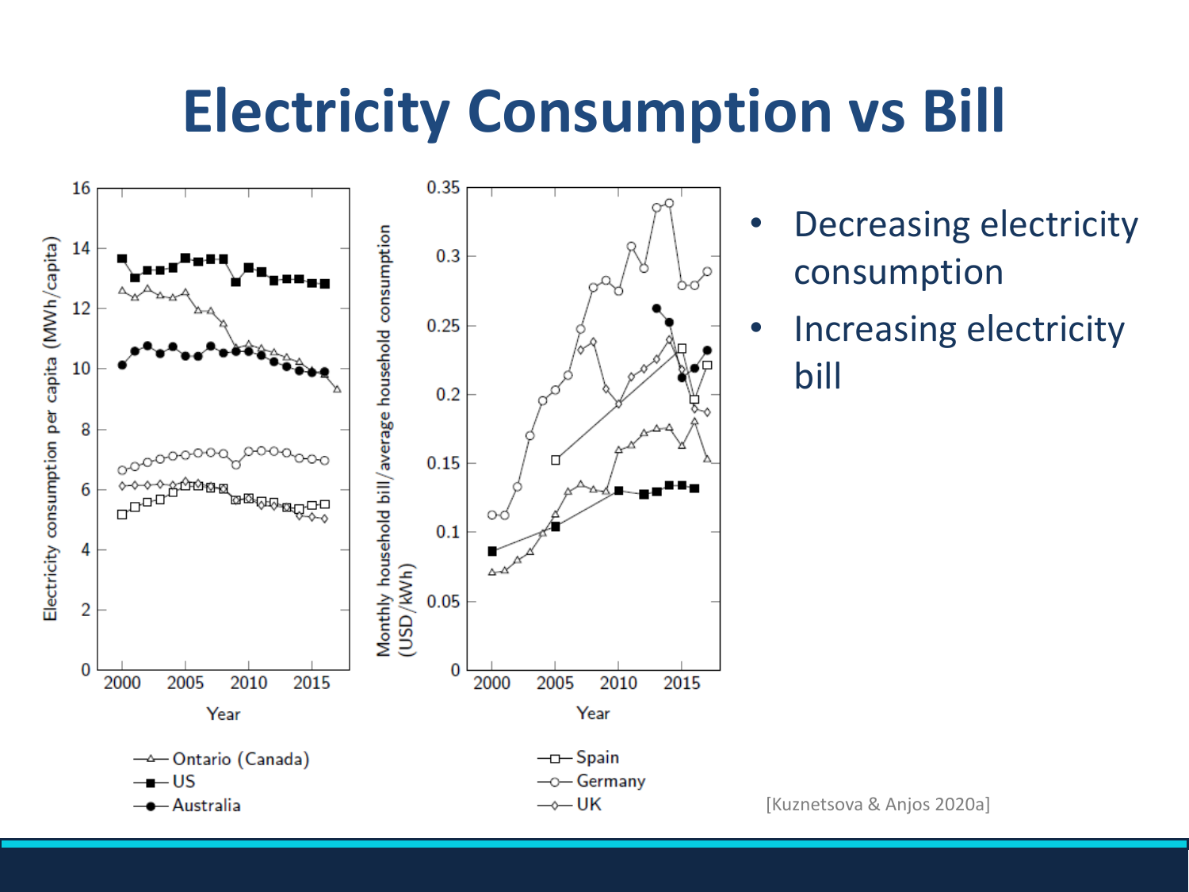# Electricity Consumption vs Bill

- Decreasing electricity consumption
- Increasing electricity bill

[Kuznetsova & Anjos 2020a]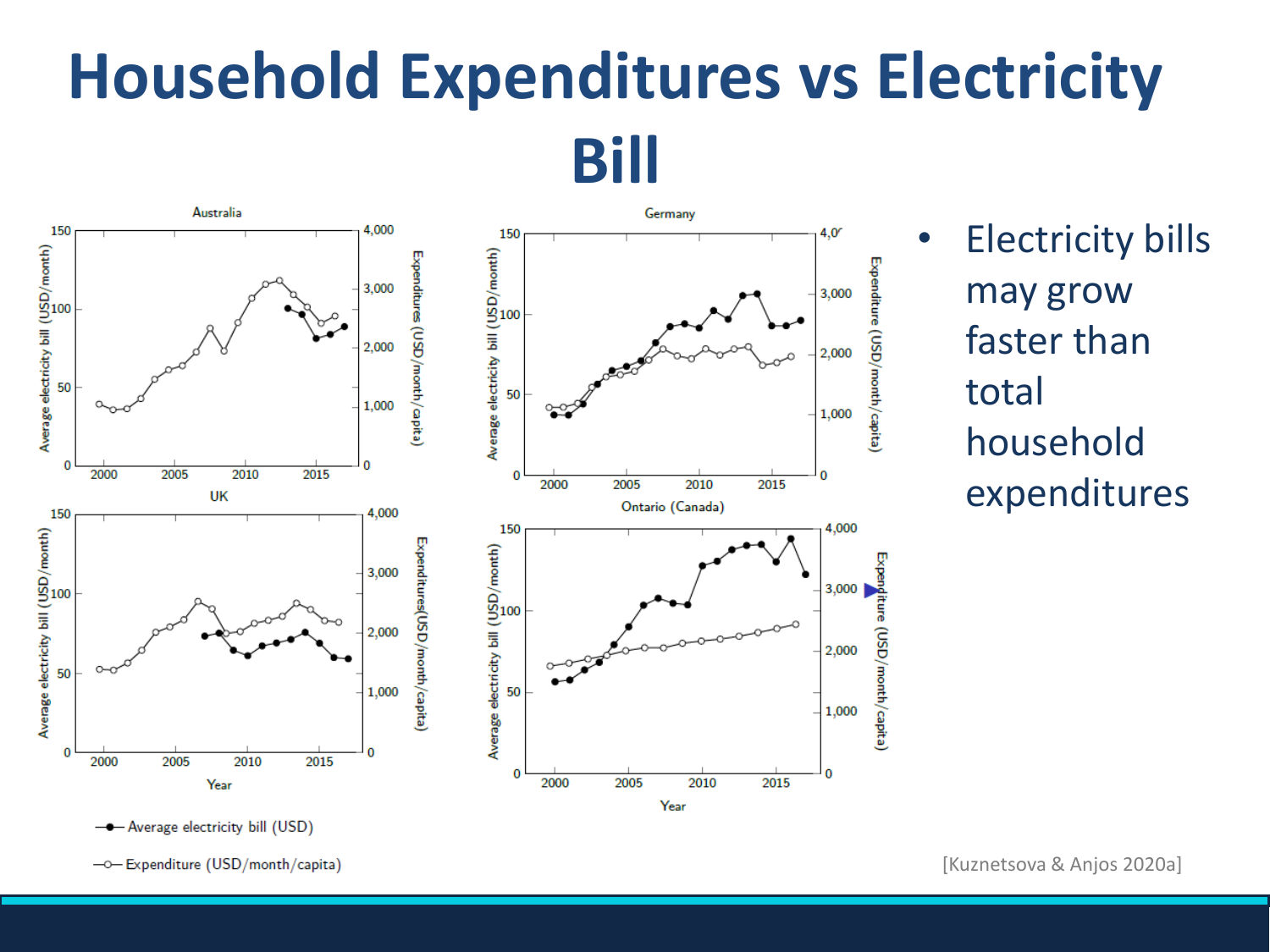# Household Expenditures vs Electricity Bill

- Electricity bills may grow faster than total household expenditures

[Kuznetsova & Anjos 2020a]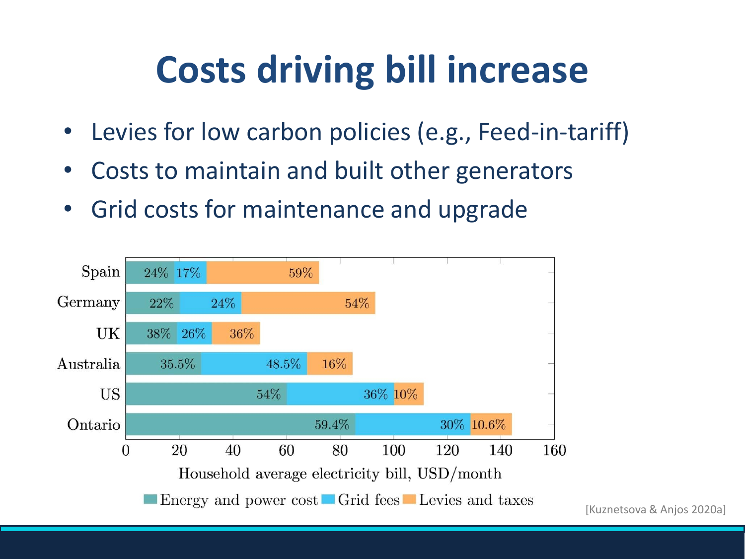# Costs driving bill increase

- Levies for low carbon policies (e.g., Feed-in-tariff)
- Costs to maintain and built other generators
- Grid costs for maintenance and upgrade

| | Energy and power cost | Grid fees | Levies and taxes |
|---|---|---|---|
| Spain | 24% | 17% | 59% |
| Germany | 22% | 24% | 54% |
| UK | 38% | 26% | 36% |
| Australia | 35.5% | 48.5% | 16% |
| US | 54% | 36% | 10% |
| Ontario | 59.4% | 30% | 10.6% |

Household average electricity bill, USD/month

[Kuznetsova & Anjos 2020a]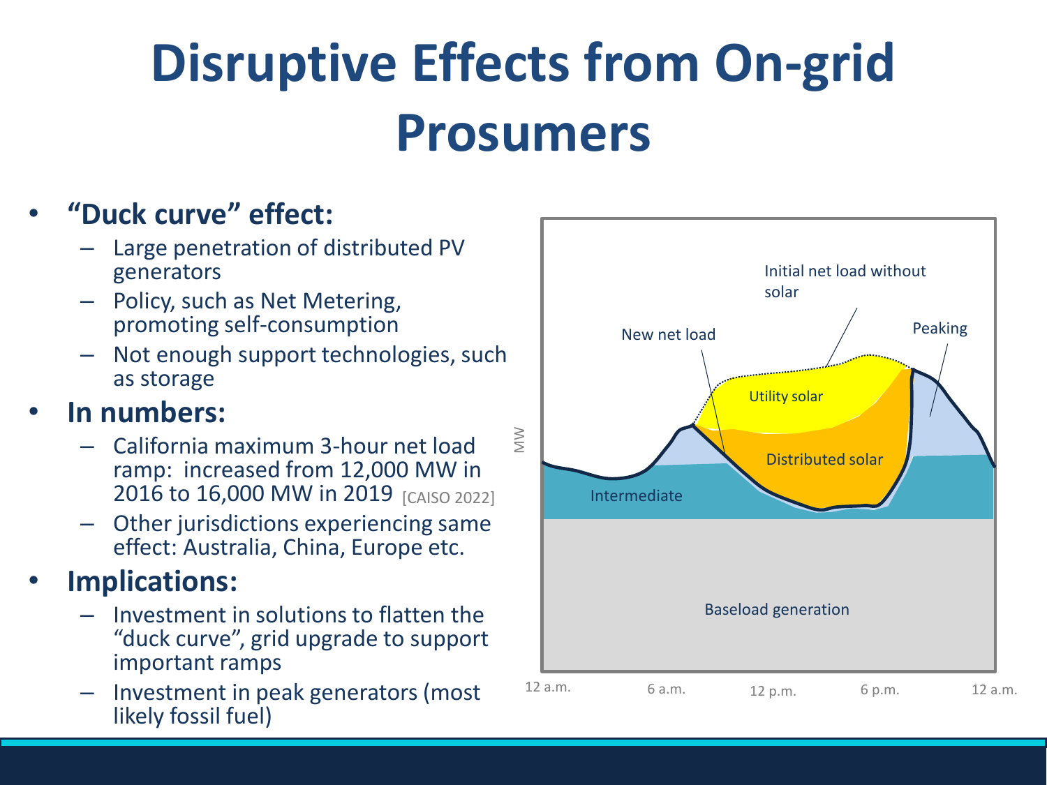# Disruptive Effects from On-grid Prosumers

- **"Duck curve" effect:**
  - Large penetration of distributed PV generators
  - Policy, such as Net Metering, promoting self-consumption
  - Not enough support technologies, such as storage
- **In numbers:**
  - California maximum 3-hour net load ramp: increased from 12,000 MW in 2016 to 16,000 MW in 2019 [CAISO 2022]
  - Other jurisdictions experiencing same effect: Australia, China, Europe etc.
- **Implications:**
  - Investment in solutions to flatten the "duck curve", grid upgrade to support important ramps
  - Investment in peak generators (most likely fossil fuel)

Initial net load without solar

New net load

Peaking

Utility solar

Distributed solar

Intermediate

Baseload generation

MW

12 a.m. 6 a.m. 12 p.m. 6 p.m. 12 a.m.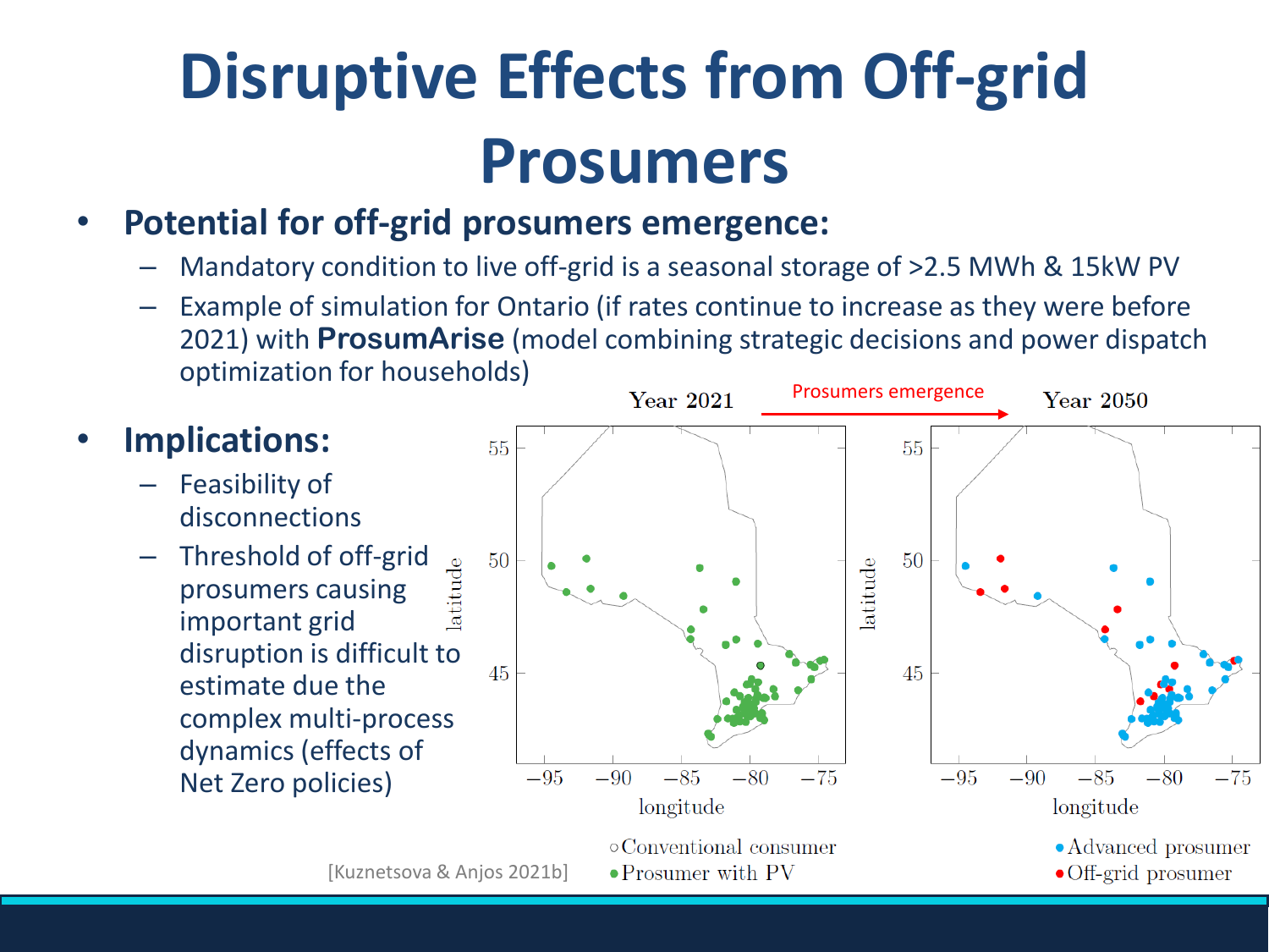# Disruptive Effects from Off-grid Prosumers

- **Potential for off-grid prosumers emergence:**
  - Mandatory condition to live off-grid is a seasonal storage of >2.5 MWh & 15kW PV
  - Example of simulation for Ontario (if rates continue to increase as they were before 2021) with **ProsumArise** (model combining strategic decisions and power dispatch optimization for households)

- **Implications:**
  - Feasibility of disconnections
  - Threshold of off-grid prosumers causing important grid disruption is difficult to estimate due the complex multi-process dynamics (effects of Net Zero policies)

Year 2021 → Prosumers emergence → Year 2050

○ Conventional consumer
● Prosumer with PV
● Advanced prosumer
● Off-grid prosumer

[Kuznetsova & Anjos 2021b]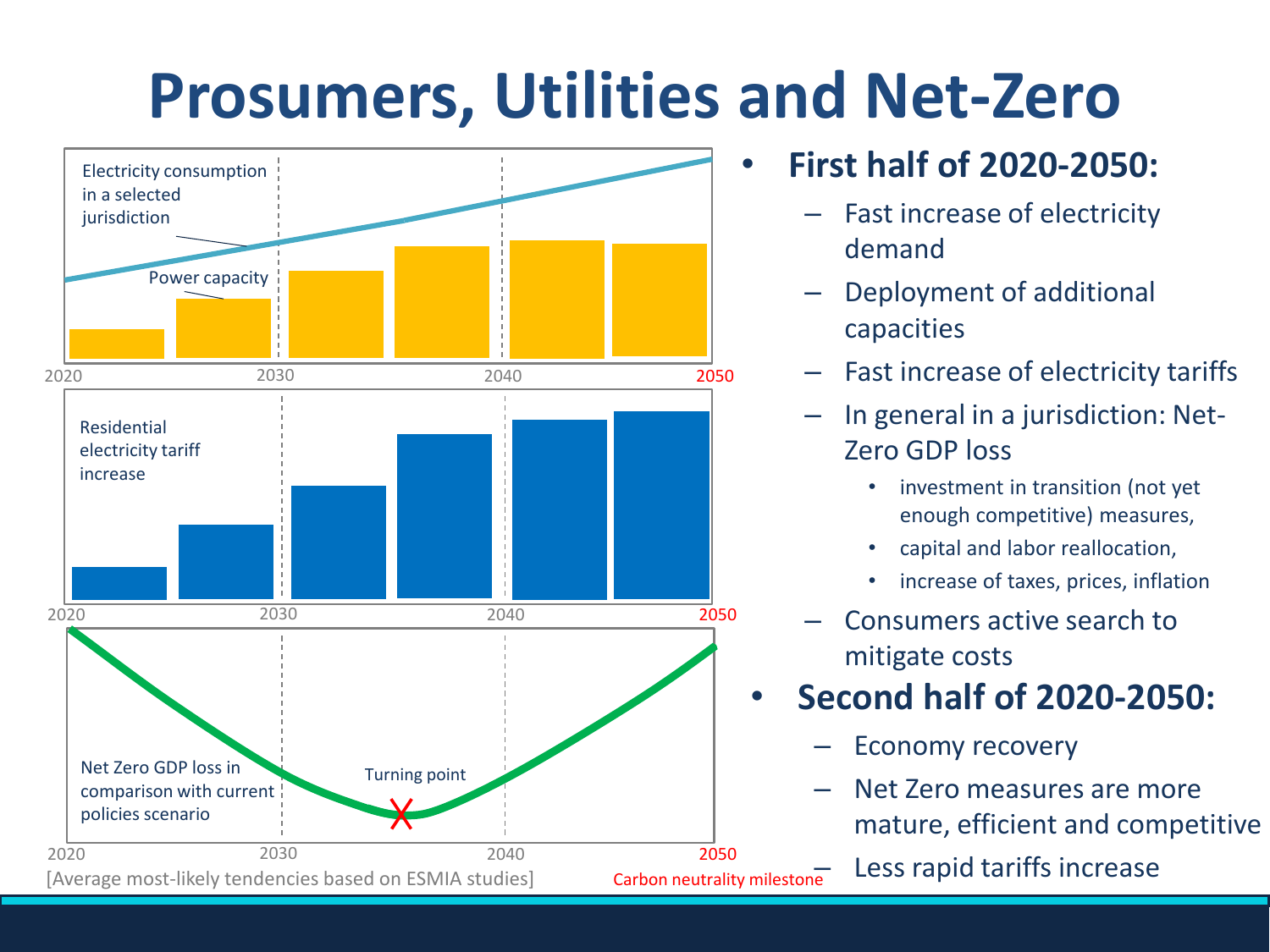# Prosumers, Utilities and Net-Zero

Electricity consumption in a selected jurisdiction

Power capacity

2020 2030 2040 2050

Residential electricity tariff increase

2020 2030 2040 2050

Net Zero GDP loss in comparison with current policies scenario

Turning point

2020 2030 2040 2050

[Average most-likely tendencies based on ESMIA studies]

Carbon neutrality milestone

- **First half of 2020-2050:**
  - Fast increase of electricity demand
  - Deployment of additional capacities
  - Fast increase of electricity tariffs
  - In general in a jurisdiction: Net-Zero GDP loss
    - investment in transition (not yet enough competitive) measures,
    - capital and labor reallocation,
    - increase of taxes, prices, inflation
  - Consumers active search to mitigate costs
- **Second half of 2020-2050:**
  - Economy recovery
  - Net Zero measures are more mature, efficient and competitive
  - Less rapid tariffs increase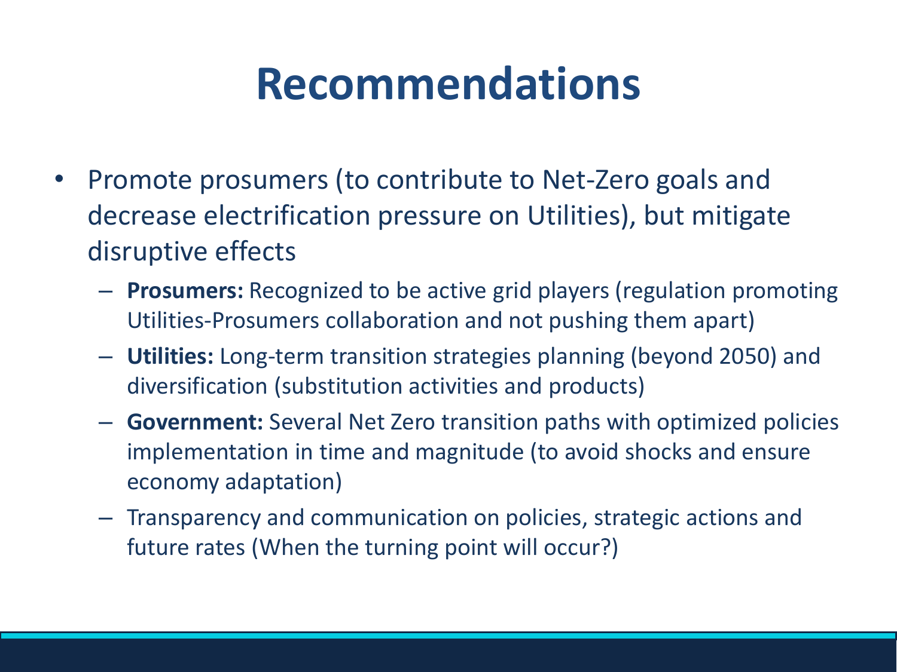# Recommendations

- Promote prosumers (to contribute to Net-Zero goals and decrease electrification pressure on Utilities), but mitigate disruptive effects
  - **Prosumers:** Recognized to be active grid players (regulation promoting Utilities-Prosumers collaboration and not pushing them apart)
  - **Utilities:** Long-term transition strategies planning (beyond 2050) and diversification (substitution activities and products)
  - **Government:** Several Net Zero transition paths with optimized policies implementation in time and magnitude (to avoid shocks and ensure economy adaptation)
  - Transparency and communication on policies, strategic actions and future rates (When the turning point will occur?)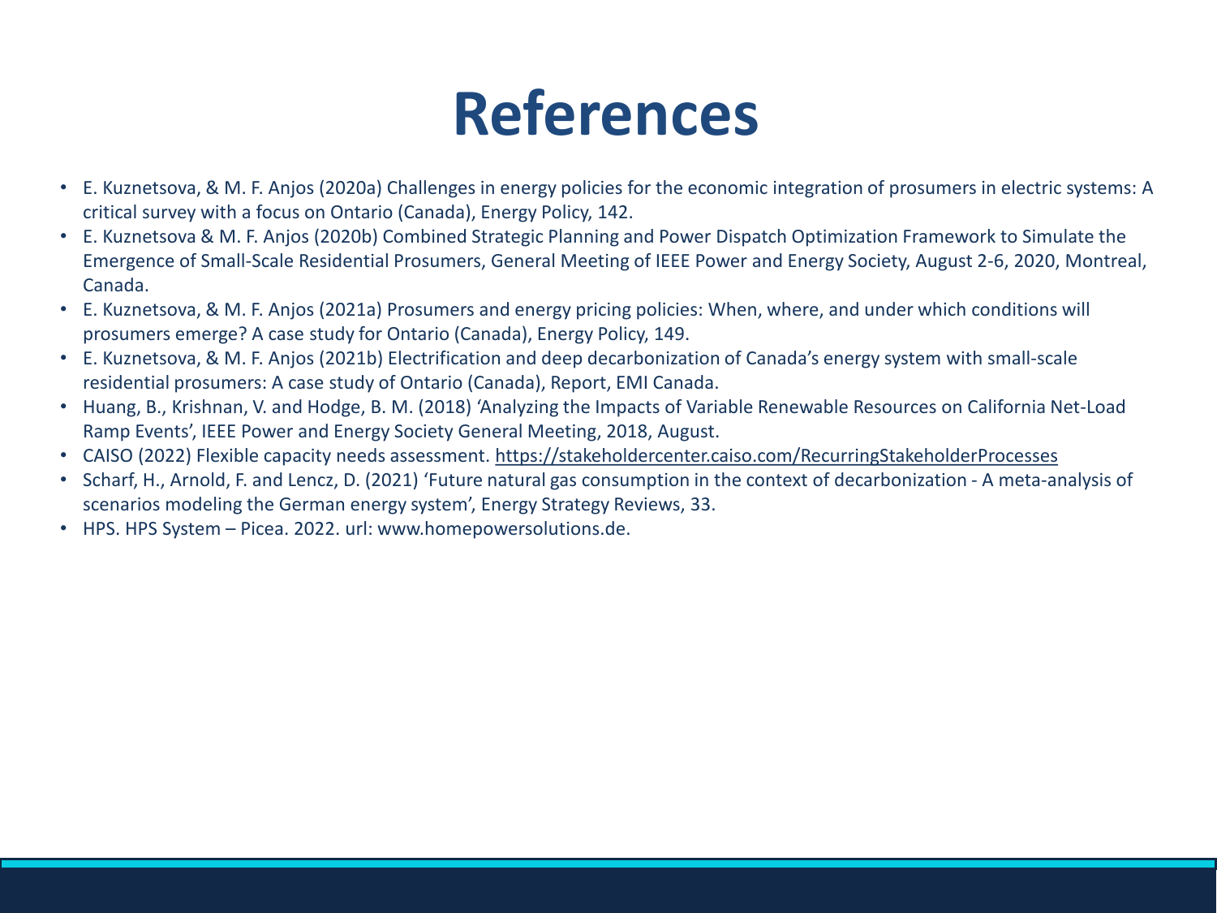# References

- E. Kuznetsova, & M. F. Anjos (2020a) Challenges in energy policies for the economic integration of prosumers in electric systems: A critical survey with a focus on Ontario (Canada), Energy Policy, 142.
- E. Kuznetsova & M. F. Anjos (2020b) Combined Strategic Planning and Power Dispatch Optimization Framework to Simulate the Emergence of Small-Scale Residential Prosumers, General Meeting of IEEE Power and Energy Society, August 2-6, 2020, Montreal, Canada.
- E. Kuznetsova, & M. F. Anjos (2021a) Prosumers and energy pricing policies: When, where, and under which conditions will prosumers emerge? A case study for Ontario (Canada), Energy Policy, 149.
- E. Kuznetsova, & M. F. Anjos (2021b) Electrification and deep decarbonization of Canada's energy system with small-scale residential prosumers: A case study of Ontario (Canada), Report, EMI Canada.
- Huang, B., Krishnan, V. and Hodge, B. M. (2018) 'Analyzing the Impacts of Variable Renewable Resources on California Net-Load Ramp Events', IEEE Power and Energy Society General Meeting, 2018, August.
- CAISO (2022) Flexible capacity needs assessment. https://stakeholdercenter.caiso.com/RecurringStakeholderProcesses
- Scharf, H., Arnold, F. and Lencz, D. (2021) 'Future natural gas consumption in the context of decarbonization - A meta-analysis of scenarios modeling the German energy system', Energy Strategy Reviews, 33.
- HPS. HPS System – Picea. 2022. url: www.homepowersolutions.de.